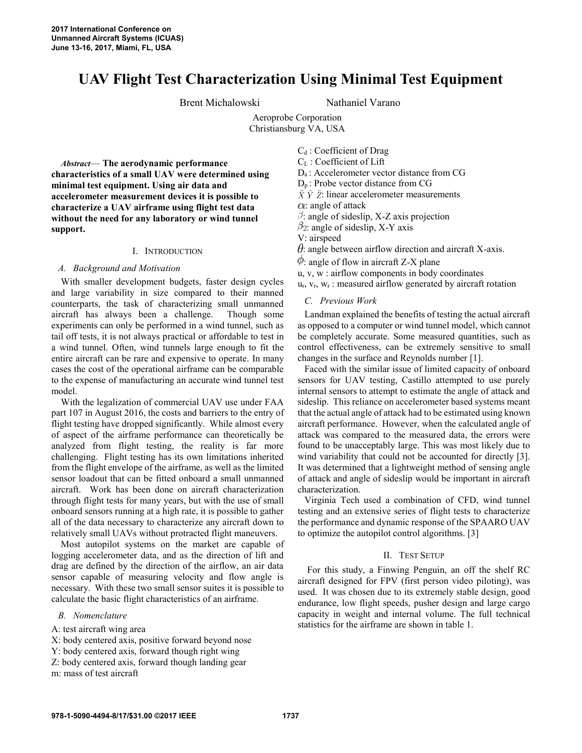# UAV Flight Test Characterization Using Minimal Test Equipment

Brent Michalowski Nathaniel Varano

Aeroprobe Corporation
Christiansburg VA, USA

***Abstract*— The aerodynamic performance characteristics of a small UAV were determined using minimal test equipment. Using air data and accelerometer measurement devices it is possible to characterize a UAV airframe using flight test data without the need for any laboratory or wind tunnel support.**

## I. Introduction

### *A. Background and Motivation*

With smaller development budgets, faster design cycles and large variability in size compared to their manned counterparts, the task of characterizing small unmanned aircraft has always been a challenge. Though some experiments can only be performed in a wind tunnel, such as tail off tests, it is not always practical or affordable to test in a wind tunnel. Often, wind tunnels large enough to fit the entire aircraft can be rare and expensive to operate. In many cases the cost of the operational airframe can be comparable to the expense of manufacturing an accurate wind tunnel test model.

With the legalization of commercial UAV use under FAA part 107 in August 2016, the costs and barriers to the entry of flight testing have dropped significantly. While almost every of aspect of the airframe performance can theoretically be analyzed from flight testing, the reality is far more challenging. Flight testing has its own limitations inherited from the flight envelope of the airframe, as well as the limited sensor loadout that can be fitted onboard a small unmanned aircraft. Work has been done on aircraft characterization through flight tests for many years, but with the use of small onboard sensors running at a high rate, it is possible to gather all of the data necessary to characterize any aircraft down to relatively small UAVs without protracted flight maneuvers.

Most autopilot systems on the market are capable of logging accelerometer data, and as the direction of lift and drag are defined by the direction of the airflow, an air data sensor capable of measuring velocity and flow angle is necessary. With these two small sensor suites it is possible to calculate the basic flight characteristics of an airframe.

### *B. Nomenclature*

A: test aircraft wing area
X: body centered axis, positive forward beyond nose
Y: body centered axis, forward though right wing
Z: body centered axis, forward though landing gear
m: mass of test aircraft
$C_d$ : Coefficient of Drag
$C_L$ : Coefficient of Lift
$D_a$ : Accelerometer vector distance from CG
$D_p$ : Probe vector distance from CG
$\ddot{X}$ $\ddot{Y}$ $\ddot{Z}$: linear accelerometer measurements
$\alpha$: angle of attack
$\beta$: angle of sideslip, X-Z axis projection
$\beta_2$: angle of sideslip, X-Y axis
V: airspeed
$\theta$: angle between airflow direction and aircraft X-axis.
$\phi$: angle of flow in aircraft Z-X plane
u, v, w : airflow components in body coordinates
$u_r$, $v_r$, $w_r$ : measured airflow generated by aircraft rotation

### *C. Previous Work*

Landman explained the benefits of testing the actual aircraft as opposed to a computer or wind tunnel model, which cannot be completely accurate. Some measured quantities, such as control effectiveness, can be extremely sensitive to small changes in the surface and Reynolds number [1].

Faced with the similar issue of limited capacity of onboard sensors for UAV testing, Castillo attempted to use purely internal sensors to attempt to estimate the angle of attack and sideslip. This reliance on accelerometer based systems meant that the actual angle of attack had to be estimated using known aircraft performance. However, when the calculated angle of attack was compared to the measured data, the errors were found to be unacceptably large. This was most likely due to wind variability that could not be accounted for directly [3]. It was determined that a lightweight method of sensing angle of attack and angle of sideslip would be important in aircraft characterization.

Virginia Tech used a combination of CFD, wind tunnel testing and an extensive series of flight tests to characterize the performance and dynamic response of the SPAARO UAV to optimize the autopilot control algorithms. [3]

## II. Test Setup

For this study, a Finwing Penguin, an off the shelf RC aircraft designed for FPV (first person video piloting), was used. It was chosen due to its extremely stable design, good endurance, low flight speeds, pusher design and large cargo capacity in weight and internal volume. The full technical statistics for the airframe are shown in table 1.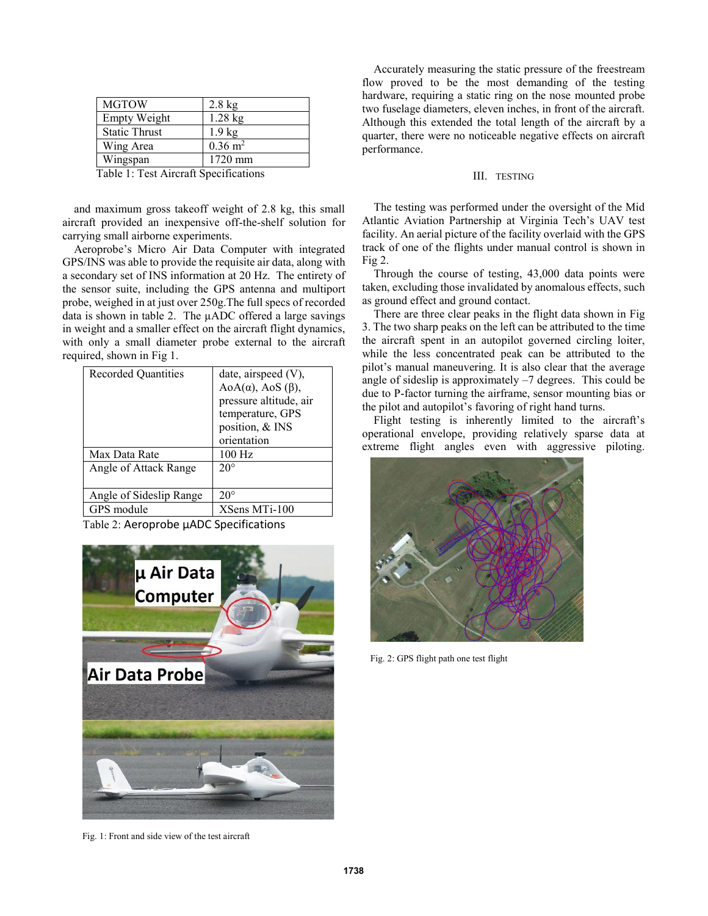| MGTOW | 2.8 kg |
|---|---|
| Empty Weight | 1.28 kg |
| Static Thrust | 1.9 kg |
| Wing Area | 0.36 m$^2$ |
| Wingspan | 1720 mm |

Table 1: Test Aircraft Specifications

and maximum gross takeoff weight of 2.8 kg, this small aircraft provided an inexpensive off-the-shelf solution for carrying small airborne experiments.

Aeroprobe's Micro Air Data Computer with integrated GPS/INS was able to provide the requisite air data, along with a secondary set of INS information at 20 Hz. The entirety of the sensor suite, including the GPS antenna and multiport probe, weighed in at just over 250g.The full specs of recorded data is shown in table 2. The µADC offered a large savings in weight and a smaller effect on the aircraft flight dynamics, with only a small diameter probe external to the aircraft required, shown in Fig 1.

| Recorded Quantities | date, airspeed (V), AoA(α), AoS (β), pressure altitude, air temperature, GPS position, & INS orientation |
|---|---|
| Max Data Rate | 100 Hz |
| Angle of Attack Range | 20° |
| Angle of Sideslip Range | 20° |
| GPS module | XSens MTi-100 |

Table 2: Aeroprobe µADC Specifications

Fig. 1: Front and side view of the test aircraft

Accurately measuring the static pressure of the freestream flow proved to be the most demanding of the testing hardware, requiring a static ring on the nose mounted probe two fuselage diameters, eleven inches, in front of the aircraft. Although this extended the total length of the aircraft by a quarter, there were no noticeable negative effects on aircraft performance.

## III. TESTING

The testing was performed under the oversight of the Mid Atlantic Aviation Partnership at Virginia Tech's UAV test facility. An aerial picture of the facility overlaid with the GPS track of one of the flights under manual control is shown in Fig 2.

Through the course of testing, 43,000 data points were taken, excluding those invalidated by anomalous effects, such as ground effect and ground contact.

There are three clear peaks in the flight data shown in Fig 3. The two sharp peaks on the left can be attributed to the time the aircraft spent in an autopilot governed circling loiter, while the less concentrated peak can be attributed to the pilot's manual maneuvering. It is also clear that the average angle of sideslip is approximately –7 degrees. This could be due to P-factor turning the airframe, sensor mounting bias or the pilot and autopilot's favoring of right hand turns.

Flight testing is inherently limited to the aircraft's operational envelope, providing relatively sparse data at extreme flight angles even with aggressive piloting.

Fig. 2: GPS flight path one test flight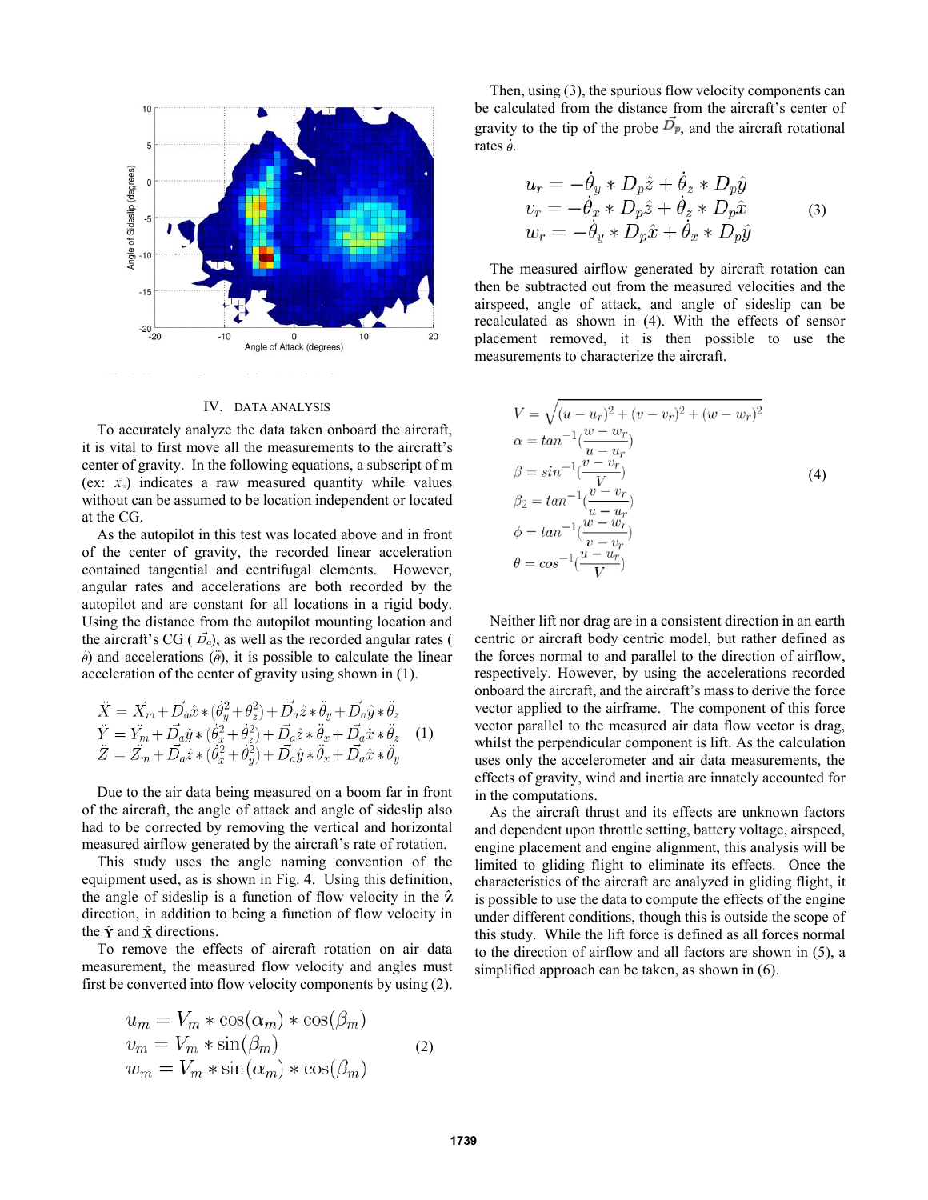## IV. DATA ANALYSIS

To accurately analyze the data taken onboard the aircraft, it is vital to first move all the measurements to the aircraft's center of gravity. In the following equations, a subscript of m (ex: $\ddot{X}_m$) indicates a raw measured quantity while values without can be assumed to be location independent or located at the CG.

As the autopilot in this test was located above and in front of the center of gravity, the recorded linear acceleration contained tangential and centrifugal elements. However, angular rates and accelerations are both recorded by the autopilot and are constant for all locations in a rigid body. Using the distance from the autopilot mounting location and the aircraft's CG ( $\vec{D}_a$), as well as the recorded angular rates ( $\dot{\theta}$) and accelerations ($\ddot{\theta}$), it is possible to calculate the linear acceleration of the center of gravity using shown in (1).

$$
\begin{aligned}
\ddot{X} &= \ddot{X}_m + \vec{D}_a\hat{x} * (\dot{\theta}_y^2 + \dot{\theta}_z^2) + \vec{D}_a\hat{z} * \ddot{\theta}_y + \vec{D}_a\hat{y} * \ddot{\theta}_z \\
\ddot{Y} &= \ddot{Y}_m + \vec{D}_a\hat{y} * (\dot{\theta}_x^2 + \dot{\theta}_z^2) + \vec{D}_a\hat{z} * \ddot{\theta}_x + \vec{D}_a\hat{x} * \ddot{\theta}_z \\
\ddot{Z} &= \ddot{Z}_m + \vec{D}_a\hat{z} * (\dot{\theta}_x^2 + \dot{\theta}_y^2) + \vec{D}_a\hat{y} * \ddot{\theta}_x + \vec{D}_a\hat{x} * \ddot{\theta}_y
\end{aligned} \tag{1}
$$

Due to the air data being measured on a boom far in front of the aircraft, the angle of attack and angle of sideslip also had to be corrected by removing the vertical and horizontal measured airflow generated by the aircraft's rate of rotation.

This study uses the angle naming convention of the equipment used, as is shown in Fig. 4. Using this definition, the angle of sideslip is a function of flow velocity in the $\hat{\mathbf{Z}}$ direction, in addition to being a function of flow velocity in the $\hat{\mathbf{Y}}$ and $\hat{\mathbf{x}}$ directions.

To remove the effects of aircraft rotation on air data measurement, the measured flow velocity and angles must first be converted into flow velocity components by using (2).

$$
\begin{aligned}
u_m &= V_m * \cos(\alpha_m) * \cos(\beta_m) \\
v_m &= V_m * \sin(\beta_m) \\
w_m &= V_m * \sin(\alpha_m) * \cos(\beta_m)
\end{aligned} \tag{2}
$$

Then, using (3), the spurious flow velocity components can be calculated from the distance from the aircraft's center of gravity to the tip of the probe $\vec{D_p}$, and the aircraft rotational rates $\dot{\theta}$.

$$
\begin{aligned}
u_r &= -\dot{\theta}_y * D_p\hat{z} + \dot{\theta}_z * D_p\hat{y} \\
v_r &= -\dot{\theta}_x * D_p\hat{z} + \dot{\theta}_z * D_p\hat{x} \\
w_r &= -\dot{\theta}_y * D_p\hat{x} + \dot{\theta}_x * D_p\hat{y}
\end{aligned} \tag{3}
$$

The measured airflow generated by aircraft rotation can then be subtracted out from the measured velocities and the airspeed, angle of attack, and angle of sideslip can be recalculated as shown in (4). With the effects of sensor placement removed, it is then possible to use the measurements to characterize the aircraft.

$$
\begin{aligned}
V &= \sqrt{(u-u_r)^2 + (v-v_r)^2 + (w-w_r)^2} \\
\alpha &= tan^{-1}(\frac{w-w_r}{u-u_r}) \\
\beta &= sin^{-1}(\frac{v-v_r}{V}) \\
\beta_2 &= tan^{-1}(\frac{v-v_r}{u-u_r}) \\
\phi &= tan^{-1}(\frac{w-w_r}{v-v_r}) \\
\theta &= cos^{-1}(\frac{u-u_r}{V})
\end{aligned} \tag{4}
$$

Neither lift nor drag are in a consistent direction in an earth centric or aircraft body centric model, but rather defined as the forces normal to and parallel to the direction of airflow, respectively. However, by using the accelerations recorded onboard the aircraft, and the aircraft's mass to derive the force vector applied to the airframe. The component of this force vector parallel to the measured air data flow vector is drag, whilst the perpendicular component is lift. As the calculation uses only the accelerometer and air data measurements, the effects of gravity, wind and inertia are innately accounted for in the computations.

As the aircraft thrust and its effects are unknown factors and dependent upon throttle setting, battery voltage, airspeed, engine placement and engine alignment, this analysis will be limited to gliding flight to eliminate its effects. Once the characteristics of the aircraft are analyzed in gliding flight, it is possible to use the data to compute the effects of the engine under different conditions, though this is outside the scope of this study. While the lift force is defined as all forces normal to the direction of airflow and all factors are shown in (5), a simplified approach can be taken, as shown in (6).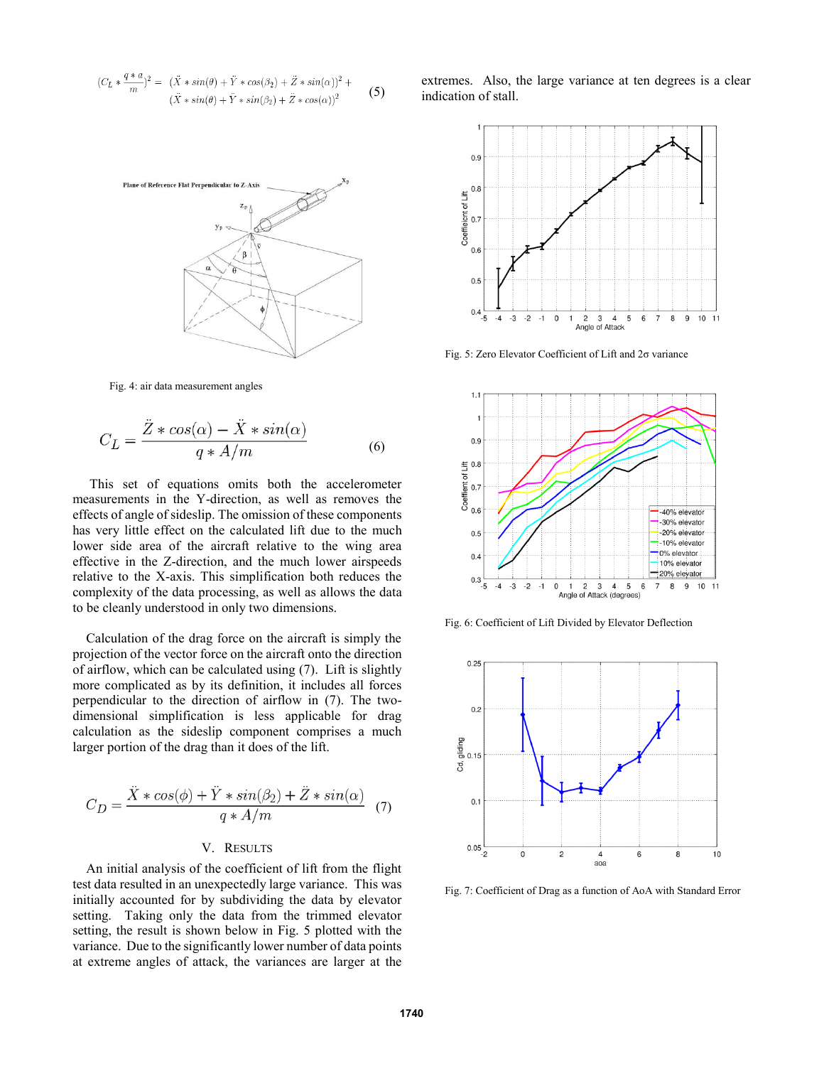$$(C_L * \frac{q*a}{m})^2 = (\ddot{X}*sin(\theta) + \ddot{Y}*cos(\beta_2) + \ddot{Z}*sin(\alpha))^2 + (\ddot{X}*sin(\theta) + \ddot{Y}*sin(\beta_2) + \ddot{Z}*cos(\alpha))^2 \quad (5)$$

Fig. 4: air data measurement angles

$$C_L = \frac{\ddot{Z}*cos(\alpha) - \ddot{X}*sin(\alpha)}{q*A/m} \quad (6)$$

This set of equations omits both the accelerometer measurements in the Y-direction, as well as removes the effects of angle of sideslip. The omission of these components has very little effect on the calculated lift due to the much lower side area of the aircraft relative to the wing area effective in the Z-direction, and the much lower airspeeds relative to the X-axis. This simplification both reduces the complexity of the data processing, as well as allows the data to be cleanly understood in only two dimensions.

Calculation of the drag force on the aircraft is simply the projection of the vector force on the aircraft onto the direction of airflow, which can be calculated using (7). Lift is slightly more complicated as by its definition, it includes all forces perpendicular to the direction of airflow in (7). The two-dimensional simplification is less applicable for drag calculation as the sideslip component comprises a much larger portion of the drag than it does of the lift.

$$C_D = \frac{\ddot{X}*cos(\phi) + \ddot{Y}*sin(\beta_2) + \ddot{Z}*sin(\alpha)}{q*A/m} \quad (7)$$

## V. Results

An initial analysis of the coefficient of lift from the flight test data resulted in an unexpectedly large variance. This was initially accounted for by subdividing the data by elevator setting. Taking only the data from the trimmed elevator setting, the result is shown below in Fig. 5 plotted with the variance. Due to the significantly lower number of data points at extreme angles of attack, the variances are larger at the extremes. Also, the large variance at ten degrees is a clear indication of stall.

Fig. 5: Zero Elevator Coefficient of Lift and 2σ variance

Fig. 6: Coefficient of Lift Divided by Elevator Deflection

Fig. 7: Coefficient of Drag as a function of AoA with Standard Error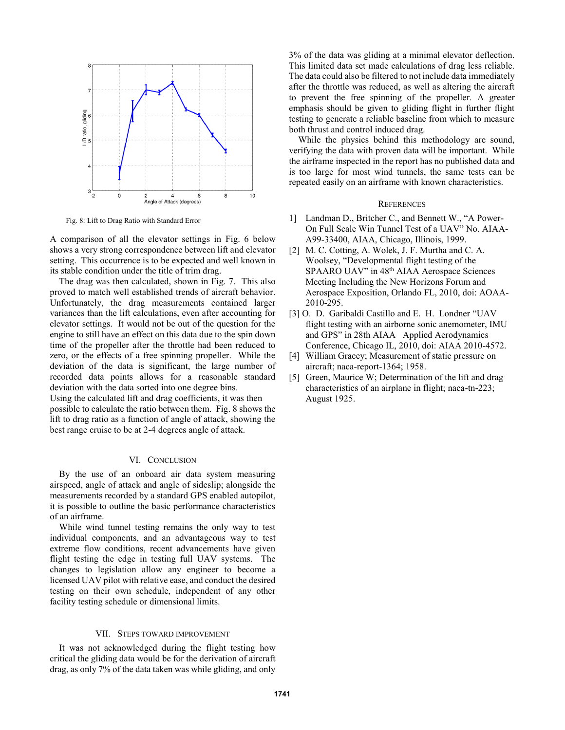L/D ratio, gliding

8
7
6
5
4
3

-2 0 2 4 6 8 10

Angle of Attack (degrees)

Fig. 8: Lift to Drag Ratio with Standard Error

A comparison of all the elevator settings in Fig. 6 below shows a very strong correspondence between lift and elevator setting. This occurrence is to be expected and well known in its stable condition under the title of trim drag.

The drag was then calculated, shown in Fig. 7. This also proved to match well established trends of aircraft behavior. Unfortunately, the drag measurements contained larger variances than the lift calculations, even after accounting for elevator settings. It would not be out of the question for the engine to still have an effect on this data due to the spin down time of the propeller after the throttle had been reduced to zero, or the effects of a free spinning propeller. While the deviation of the data is significant, the large number of recorded data points allows for a reasonable standard deviation with the data sorted into one degree bins.

Using the calculated lift and drag coefficients, it was then possible to calculate the ratio between them. Fig. 8 shows the lift to drag ratio as a function of angle of attack, showing the best range cruise to be at 2-4 degrees angle of attack.

## VI. Conclusion

By the use of an onboard air data system measuring airspeed, angle of attack and angle of sideslip; alongside the measurements recorded by a standard GPS enabled autopilot, it is possible to outline the basic performance characteristics of an airframe.

While wind tunnel testing remains the only way to test individual components, and an advantageous way to test extreme flow conditions, recent advancements have given flight testing the edge in testing full UAV systems. The changes to legislation allow any engineer to become a licensed UAV pilot with relative ease, and conduct the desired testing on their own schedule, independent of any other facility testing schedule or dimensional limits.

## VII. Steps Toward Improvement

It was not acknowledged during the flight testing how critical the gliding data would be for the derivation of aircraft drag, as only 7% of the data taken was while gliding, and only 3% of the data was gliding at a minimal elevator deflection. This limited data set made calculations of drag less reliable. The data could also be filtered to not include data immediately after the throttle was reduced, as well as altering the aircraft to prevent the free spinning of the propeller. A greater emphasis should be given to gliding flight in further flight testing to generate a reliable baseline from which to measure both thrust and control induced drag.

While the physics behind this methodology are sound, verifying the data with proven data will be important. While the airframe inspected in the report has no published data and is too large for most wind tunnels, the same tests can be repeated easily on an airframe with known characteristics.

## References

1] Landman D., Britcher C., and Bennett W., "A Power-On Full Scale Win Tunnel Test of a UAV" No. AIAA-A99-33400, AIAA, Chicago, Illinois, 1999.

[2] M. C. Cotting, A. Wolek, J. F. Murtha and C. A. Woolsey, "Developmental flight testing of the SPAARO UAV" in 48th AIAA Aerospace Sciences Meeting Including the New Horizons Forum and Aerospace Exposition, Orlando FL, 2010, doi: AOAA-2010-295.

[3] O. D. Garibaldi Castillo and E. H. Londner "UAV flight testing with an airborne sonic anemometer, IMU and GPS" in 28th AIAA Applied Aerodynamics Conference, Chicago IL, 2010, doi: AIAA 2010-4572.

[4] William Gracey; Measurement of static pressure on aircraft; naca-report-1364; 1958.

[5] Green, Maurice W; Determination of the lift and drag characteristics of an airplane in flight; naca-tn-223; August 1925.